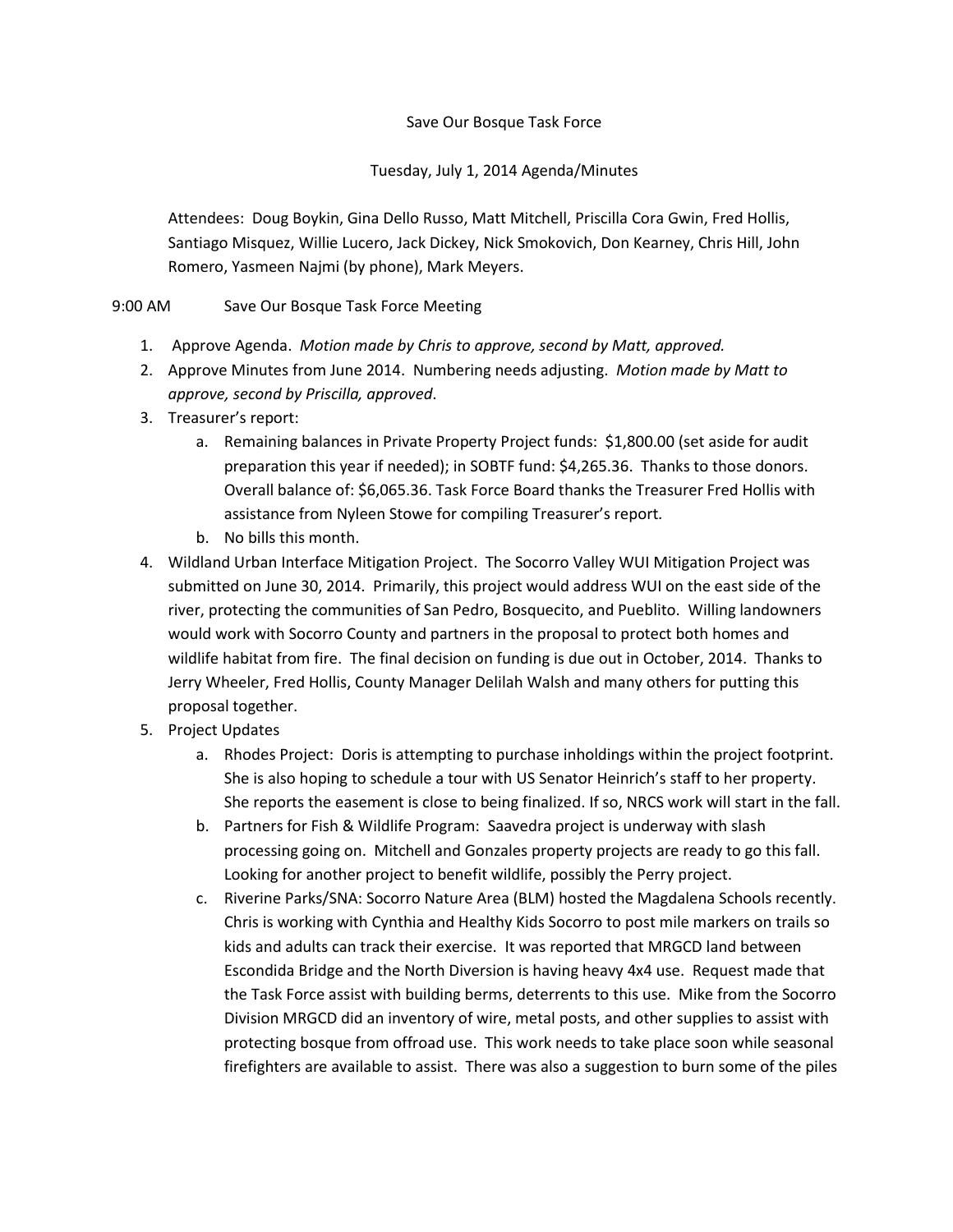Save Our Bosque Task Force

Tuesday, July 1, 2014 Agenda/Minutes

Attendees: Doug Boykin, Gina Dello Russo, Matt Mitchell, Priscilla Cora Gwin, Fred Hollis, Santiago Misquez, Willie Lucero, Jack Dickey, Nick Smokovich, Don Kearney, Chris Hill, John Romero, Yasmeen Najmi (by phone), Mark Meyers.

9:00 AM Save Our Bosque Task Force Meeting

1. Approve Agenda. *Motion made by Chris to approve, second by Matt, approved.*
2. Approve Minutes from June 2014. Numbering needs adjusting. *Motion made by Matt to approve, second by Priscilla, approved*.
3. Treasurer's report:
    a. Remaining balances in Private Property Project funds: $1,800.00 (set aside for audit preparation this year if needed); in SOBTF fund: $4,265.36. Thanks to those donors. Overall balance of: $6,065.36. Task Force Board thanks the Treasurer Fred Hollis with assistance from Nyleen Stowe for compiling Treasurer's report.
    b. No bills this month.
4. Wildland Urban Interface Mitigation Project. The Socorro Valley WUI Mitigation Project was submitted on June 30, 2014. Primarily, this project would address WUI on the east side of the river, protecting the communities of San Pedro, Bosquecito, and Pueblito. Willing landowners would work with Socorro County and partners in the proposal to protect both homes and wildlife habitat from fire. The final decision on funding is due out in October, 2014. Thanks to Jerry Wheeler, Fred Hollis, County Manager Delilah Walsh and many others for putting this proposal together.
5. Project Updates
    a. Rhodes Project: Doris is attempting to purchase inholdings within the project footprint. She is also hoping to schedule a tour with US Senator Heinrich's staff to her property. She reports the easement is close to being finalized. If so, NRCS work will start in the fall.
    b. Partners for Fish & Wildlife Program: Saavedra project is underway with slash processing going on. Mitchell and Gonzales property projects are ready to go this fall. Looking for another project to benefit wildlife, possibly the Perry project.
    c. Riverine Parks/SNA: Socorro Nature Area (BLM) hosted the Magdalena Schools recently. Chris is working with Cynthia and Healthy Kids Socorro to post mile markers on trails so kids and adults can track their exercise. It was reported that MRGCD land between Escondida Bridge and the North Diversion is having heavy 4x4 use. Request made that the Task Force assist with building berms, deterrents to this use. Mike from the Socorro Division MRGCD did an inventory of wire, metal posts, and other supplies to assist with protecting bosque from offroad use. This work needs to take place soon while seasonal firefighters are available to assist. There was also a suggestion to burn some of the piles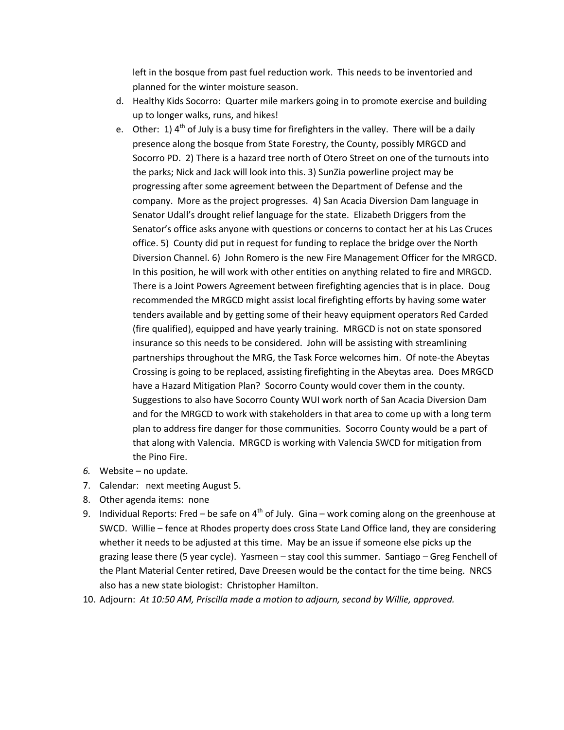left in the bosque from past fuel reduction work. This needs to be inventoried and planned for the winter moisture season.

d. Healthy Kids Socorro: Quarter mile markers going in to promote exercise and building up to longer walks, runs, and hikes!

e. Other: 1) 4th of July is a busy time for firefighters in the valley. There will be a daily presence along the bosque from State Forestry, the County, possibly MRGCD and Socorro PD. 2) There is a hazard tree north of Otero Street on one of the turnouts into the parks; Nick and Jack will look into this. 3) SunZia powerline project may be progressing after some agreement between the Department of Defense and the company. More as the project progresses. 4) San Acacia Diversion Dam language in Senator Udall's drought relief language for the state. Elizabeth Driggers from the Senator's office asks anyone with questions or concerns to contact her at his Las Cruces office. 5) County did put in request for funding to replace the bridge over the North Diversion Channel. 6) John Romero is the new Fire Management Officer for the MRGCD. In this position, he will work with other entities on anything related to fire and MRGCD. There is a Joint Powers Agreement between firefighting agencies that is in place. Doug recommended the MRGCD might assist local firefighting efforts by having some water tenders available and by getting some of their heavy equipment operators Red Carded (fire qualified), equipped and have yearly training. MRGCD is not on state sponsored insurance so this needs to be considered. John will be assisting with streamlining partnerships throughout the MRG, the Task Force welcomes him. Of note-the Abeytas Crossing is going to be replaced, assisting firefighting in the Abeytas area. Does MRGCD have a Hazard Mitigation Plan? Socorro County would cover them in the county. Suggestions to also have Socorro County WUI work north of San Acacia Diversion Dam and for the MRGCD to work with stakeholders in that area to come up with a long term plan to address fire danger for those communities. Socorro County would be a part of that along with Valencia. MRGCD is working with Valencia SWCD for mitigation from the Pino Fire.

6. Website – no update.
7. Calendar: next meeting August 5.
8. Other agenda items: none
9. Individual Reports: Fred – be safe on 4th of July. Gina – work coming along on the greenhouse at SWCD. Willie – fence at Rhodes property does cross State Land Office land, they are considering whether it needs to be adjusted at this time. May be an issue if someone else picks up the grazing lease there (5 year cycle). Yasmeen – stay cool this summer. Santiago – Greg Fenchell of the Plant Material Center retired, Dave Dreesen would be the contact for the time being. NRCS also has a new state biologist: Christopher Hamilton.
10. Adjourn: *At 10:50 AM, Priscilla made a motion to adjourn, second by Willie, approved.*